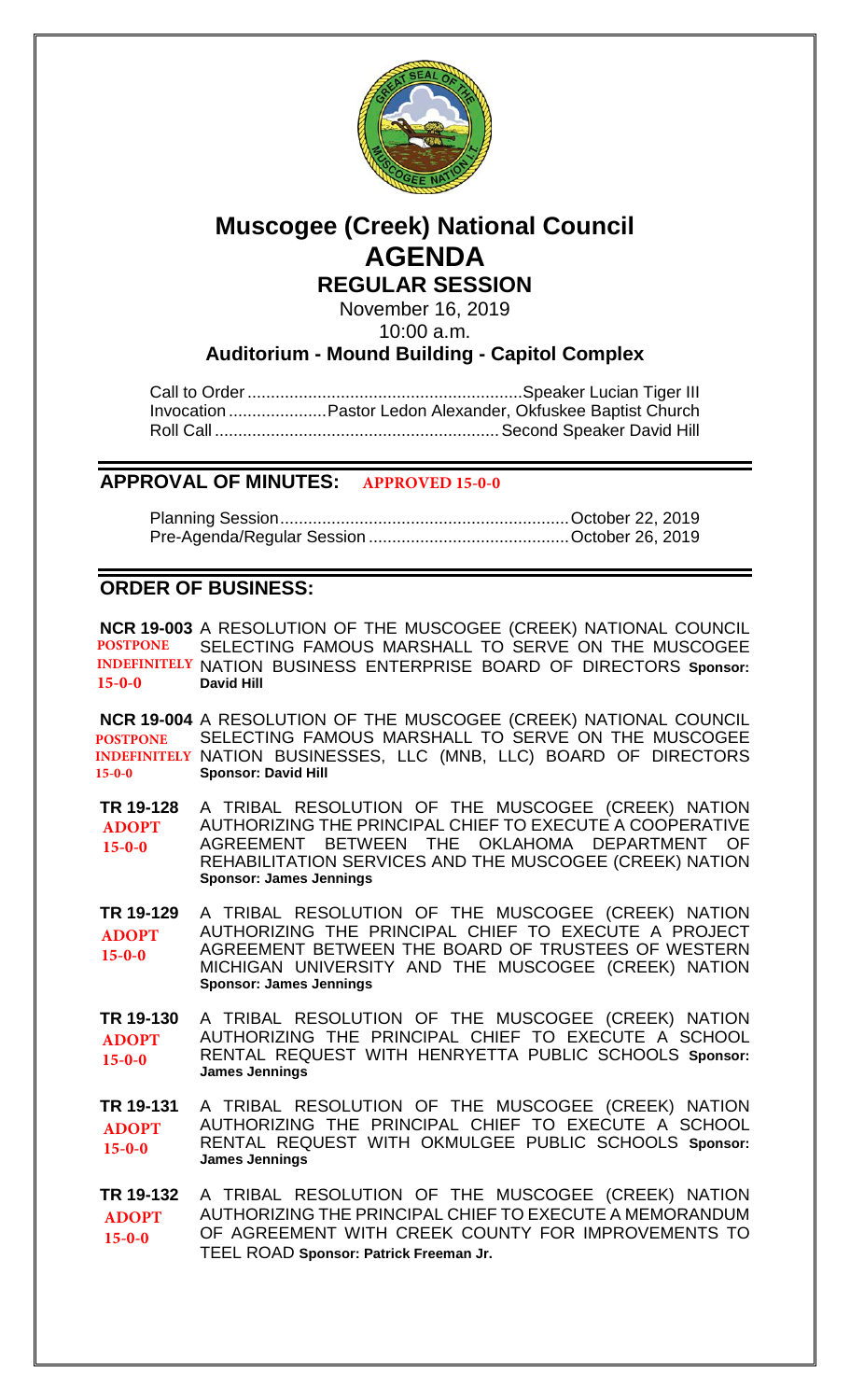# Muscogee (Creek) National Council

# AGENDA

## REGULAR SESSION

November 16, 2019

10:00 a.m.

**Auditorium - Mound Building - Capitol Complex**

Call to Order ........................................................... Speaker Lucian Tiger III
Invocation ..................... Pastor Ledon Alexander, Okfuskee Baptist Church
Roll Call ............................................................ Second Speaker David Hill

## APPROVAL OF MINUTES: APPROVED 15-0-0

Planning Session ............................................................. October 22, 2019
Pre-Agenda/Regular Session ........................................... October 26, 2019

## ORDER OF BUSINESS:

**NCR 19-003** A RESOLUTION OF THE MUSCOGEE (CREEK) NATIONAL COUNCIL SELECTING FAMOUS MARSHALL TO SERVE ON THE MUSCOGEE NATION BUSINESS ENTERPRISE BOARD OF DIRECTORS **Sponsor: David Hill**
POSTPONE INDEFINITELY 15-0-0

**NCR 19-004** A RESOLUTION OF THE MUSCOGEE (CREEK) NATIONAL COUNCIL SELECTING FAMOUS MARSHALL TO SERVE ON THE MUSCOGEE NATION BUSINESSES, LLC (MNB, LLC) BOARD OF DIRECTORS **Sponsor: David Hill**
POSTPONE INDEFINITELY 15-0-0

**TR 19-128** A TRIBAL RESOLUTION OF THE MUSCOGEE (CREEK) NATION AUTHORIZING THE PRINCIPAL CHIEF TO EXECUTE A COOPERATIVE AGREEMENT BETWEEN THE OKLAHOMA DEPARTMENT OF REHABILITATION SERVICES AND THE MUSCOGEE (CREEK) NATION **Sponsor: James Jennings**
ADOPT 15-0-0

**TR 19-129** A TRIBAL RESOLUTION OF THE MUSCOGEE (CREEK) NATION AUTHORIZING THE PRINCIPAL CHIEF TO EXECUTE A PROJECT AGREEMENT BETWEEN THE BOARD OF TRUSTEES OF WESTERN MICHIGAN UNIVERSITY AND THE MUSCOGEE (CREEK) NATION **Sponsor: James Jennings**
ADOPT 15-0-0

**TR 19-130** A TRIBAL RESOLUTION OF THE MUSCOGEE (CREEK) NATION AUTHORIZING THE PRINCIPAL CHIEF TO EXECUTE A SCHOOL RENTAL REQUEST WITH HENRYETTA PUBLIC SCHOOLS **Sponsor: James Jennings**
ADOPT 15-0-0

**TR 19-131** A TRIBAL RESOLUTION OF THE MUSCOGEE (CREEK) NATION AUTHORIZING THE PRINCIPAL CHIEF TO EXECUTE A SCHOOL RENTAL REQUEST WITH OKMULGEE PUBLIC SCHOOLS **Sponsor: James Jennings**
ADOPT 15-0-0

**TR 19-132** A TRIBAL RESOLUTION OF THE MUSCOGEE (CREEK) NATION AUTHORIZING THE PRINCIPAL CHIEF TO EXECUTE A MEMORANDUM OF AGREEMENT WITH CREEK COUNTY FOR IMPROVEMENTS TO TEEL ROAD **Sponsor: Patrick Freeman Jr.**
ADOPT 15-0-0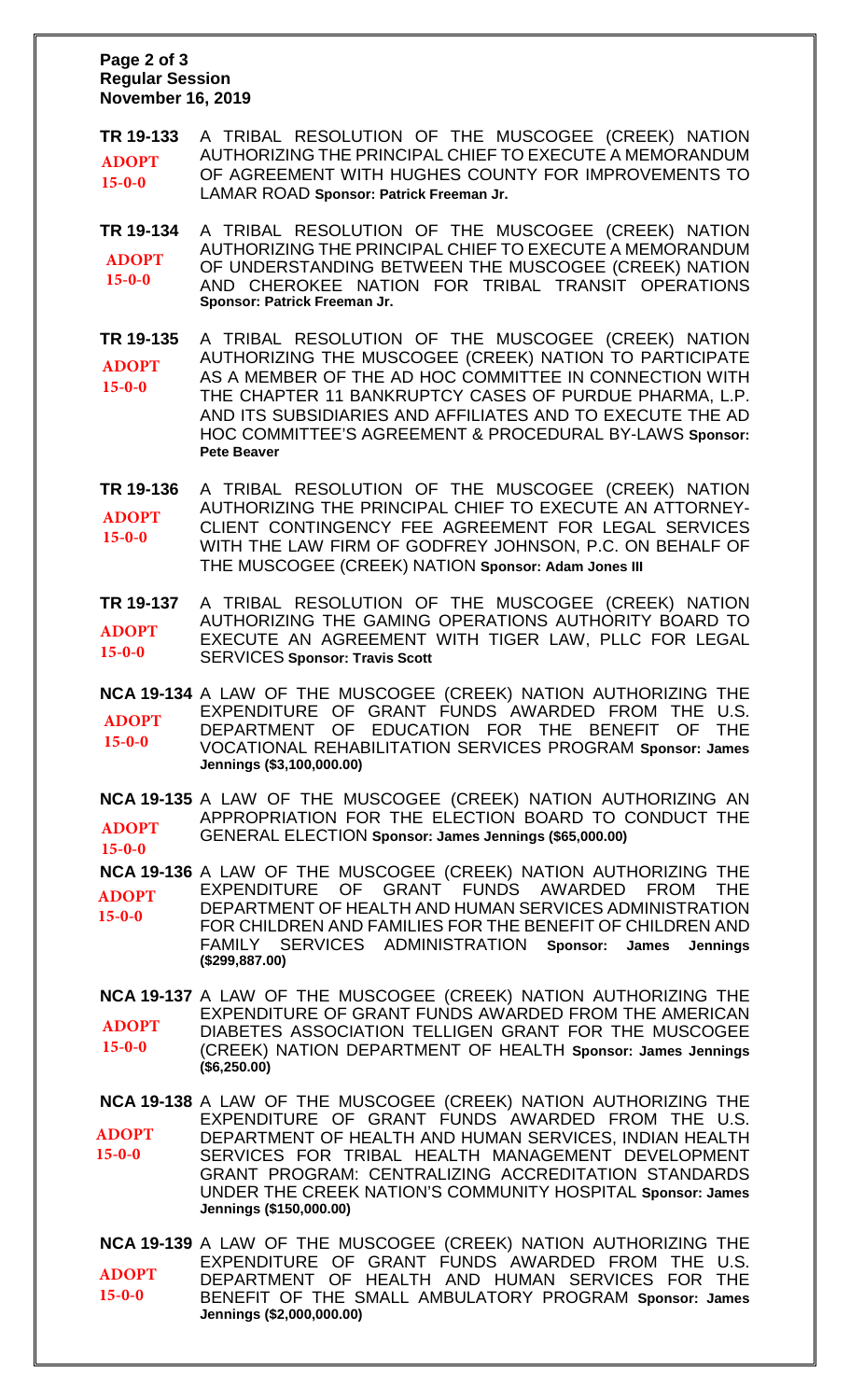**Regular Session**
**November 16, 2019**

**TR 19-133** A TRIBAL RESOLUTION OF THE MUSCOGEE (CREEK) NATION AUTHORIZING THE PRINCIPAL CHIEF TO EXECUTE A MEMORANDUM OF AGREEMENT WITH HUGHES COUNTY FOR IMPROVEMENTS TO LAMAR ROAD **Sponsor: Patrick Freeman Jr.**
**ADOPT 15-0-0**

**TR 19-134** A TRIBAL RESOLUTION OF THE MUSCOGEE (CREEK) NATION AUTHORIZING THE PRINCIPAL CHIEF TO EXECUTE A MEMORANDUM OF UNDERSTANDING BETWEEN THE MUSCOGEE (CREEK) NATION AND CHEROKEE NATION FOR TRIBAL TRANSIT OPERATIONS **Sponsor: Patrick Freeman Jr.**
**ADOPT 15-0-0**

**TR 19-135** A TRIBAL RESOLUTION OF THE MUSCOGEE (CREEK) NATION AUTHORIZING THE MUSCOGEE (CREEK) NATION TO PARTICIPATE AS A MEMBER OF THE AD HOC COMMITTEE IN CONNECTION WITH THE CHAPTER 11 BANKRUPTCY CASES OF PURDUE PHARMA, L.P. AND ITS SUBSIDIARIES AND AFFILIATES AND TO EXECUTE THE AD HOC COMMITTEE'S AGREEMENT & PROCEDURAL BY-LAWS **Sponsor: Pete Beaver**
**ADOPT 15-0-0**

**TR 19-136** A TRIBAL RESOLUTION OF THE MUSCOGEE (CREEK) NATION AUTHORIZING THE PRINCIPAL CHIEF TO EXECUTE AN ATTORNEY-CLIENT CONTINGENCY FEE AGREEMENT FOR LEGAL SERVICES WITH THE LAW FIRM OF GODFREY JOHNSON, P.C. ON BEHALF OF THE MUSCOGEE (CREEK) NATION **Sponsor: Adam Jones III**
**ADOPT 15-0-0**

**TR 19-137** A TRIBAL RESOLUTION OF THE MUSCOGEE (CREEK) NATION AUTHORIZING THE GAMING OPERATIONS AUTHORITY BOARD TO EXECUTE AN AGREEMENT WITH TIGER LAW, PLLC FOR LEGAL SERVICES **Sponsor: Travis Scott**
**ADOPT 15-0-0**

**NCA 19-134** A LAW OF THE MUSCOGEE (CREEK) NATION AUTHORIZING THE EXPENDITURE OF GRANT FUNDS AWARDED FROM THE U.S. DEPARTMENT OF EDUCATION FOR THE BENEFIT OF THE VOCATIONAL REHABILITATION SERVICES PROGRAM **Sponsor: James Jennings ($3,100,000.00)**
**ADOPT 15-0-0**

**NCA 19-135** A LAW OF THE MUSCOGEE (CREEK) NATION AUTHORIZING AN APPROPRIATION FOR THE ELECTION BOARD TO CONDUCT THE GENERAL ELECTION **Sponsor: James Jennings ($65,000.00)**
**ADOPT 15-0-0**

**NCA 19-136** A LAW OF THE MUSCOGEE (CREEK) NATION AUTHORIZING THE EXPENDITURE OF GRANT FUNDS AWARDED FROM THE DEPARTMENT OF HEALTH AND HUMAN SERVICES ADMINISTRATION FOR CHILDREN AND FAMILIES FOR THE BENEFIT OF CHILDREN AND FAMILY SERVICES ADMINISTRATION **Sponsor: James Jennings ($299,887.00)**
**ADOPT 15-0-0**

**NCA 19-137** A LAW OF THE MUSCOGEE (CREEK) NATION AUTHORIZING THE EXPENDITURE OF GRANT FUNDS AWARDED FROM THE AMERICAN DIABETES ASSOCIATION TELLIGEN GRANT FOR THE MUSCOGEE (CREEK) NATION DEPARTMENT OF HEALTH **Sponsor: James Jennings ($6,250.00)**
**ADOPT 15-0-0**

**NCA 19-138** A LAW OF THE MUSCOGEE (CREEK) NATION AUTHORIZING THE EXPENDITURE OF GRANT FUNDS AWARDED FROM THE U.S. DEPARTMENT OF HEALTH AND HUMAN SERVICES, INDIAN HEALTH SERVICES FOR TRIBAL HEALTH MANAGEMENT DEVELOPMENT GRANT PROGRAM: CENTRALIZING ACCREDITATION STANDARDS UNDER THE CREEK NATION'S COMMUNITY HOSPITAL **Sponsor: James Jennings ($150,000.00)**
**ADOPT 15-0-0**

**NCA 19-139** A LAW OF THE MUSCOGEE (CREEK) NATION AUTHORIZING THE EXPENDITURE OF GRANT FUNDS AWARDED FROM THE U.S. DEPARTMENT OF HEALTH AND HUMAN SERVICES FOR THE BENEFIT OF THE SMALL AMBULATORY PROGRAM **Sponsor: James Jennings ($2,000,000.00)**
**ADOPT 15-0-0**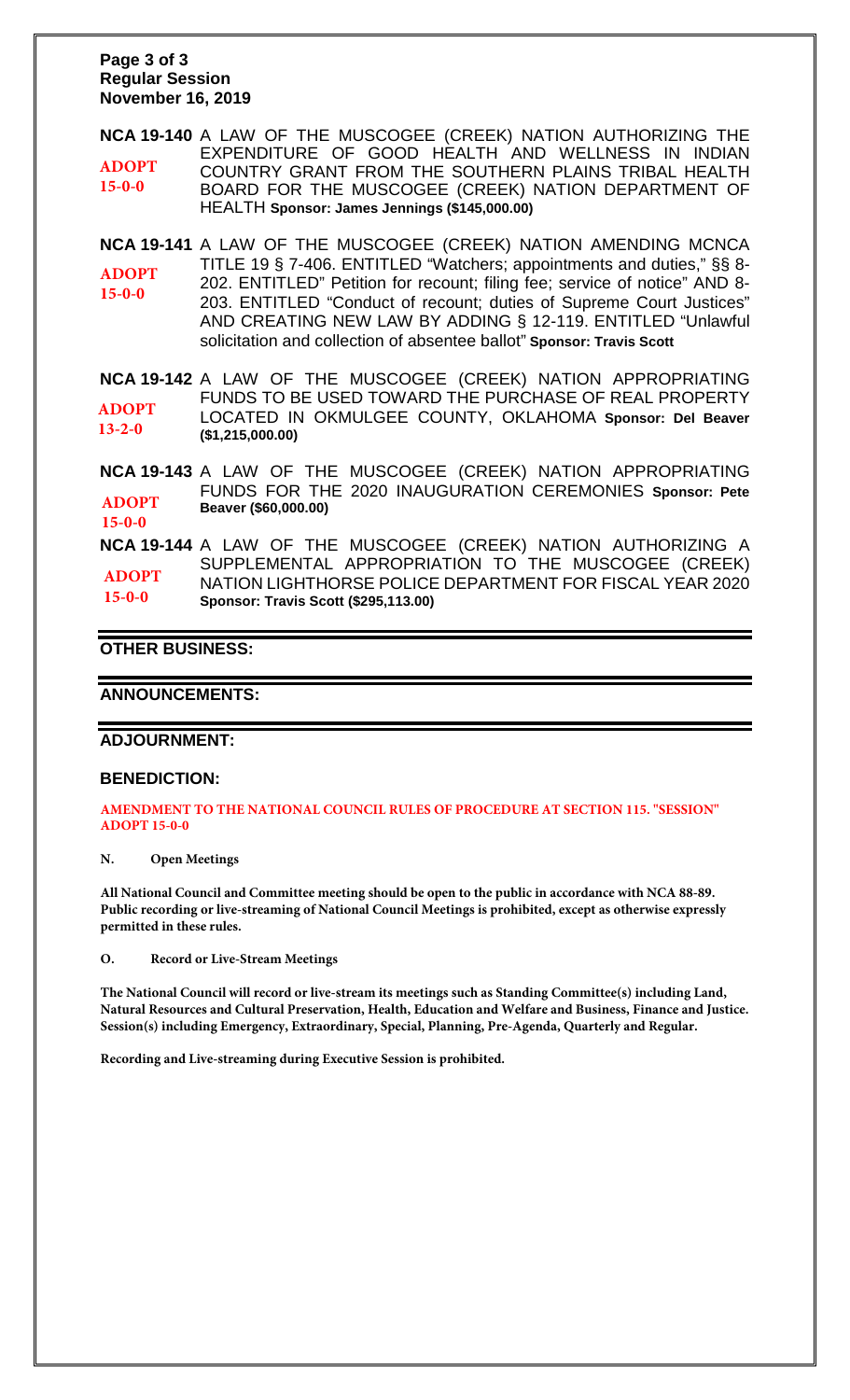**NCA 19-140** A LAW OF THE MUSCOGEE (CREEK) NATION AUTHORIZING THE EXPENDITURE OF GOOD HEALTH AND WELLNESS IN INDIAN COUNTRY GRANT FROM THE SOUTHERN PLAINS TRIBAL HEALTH BOARD FOR THE MUSCOGEE (CREEK) NATION DEPARTMENT OF HEALTH **Sponsor: James Jennings ($145,000.00)**

**ADOPT 15-0-0**

**NCA 19-141** A LAW OF THE MUSCOGEE (CREEK) NATION AMENDING MCNCA TITLE 19 § 7-406. ENTITLED "Watchers; appointments and duties," §§ 8-202. ENTITLED" Petition for recount; filing fee; service of notice" AND 8-203. ENTITLED "Conduct of recount; duties of Supreme Court Justices" AND CREATING NEW LAW BY ADDING § 12-119. ENTITLED "Unlawful solicitation and collection of absentee ballot" **Sponsor: Travis Scott**

**ADOPT 15-0-0**

**NCA 19-142** A LAW OF THE MUSCOGEE (CREEK) NATION APPROPRIATING FUNDS TO BE USED TOWARD THE PURCHASE OF REAL PROPERTY LOCATED IN OKMULGEE COUNTY, OKLAHOMA **Sponsor: Del Beaver ($1,215,000.00)**

**ADOPT 13-2-0**

**NCA 19-143** A LAW OF THE MUSCOGEE (CREEK) NATION APPROPRIATING FUNDS FOR THE 2020 INAUGURATION CEREMONIES **Sponsor: Pete Beaver ($60,000.00)**

**ADOPT 15-0-0**

**NCA 19-144** A LAW OF THE MUSCOGEE (CREEK) NATION AUTHORIZING A SUPPLEMENTAL APPROPRIATION TO THE MUSCOGEE (CREEK) NATION LIGHTHORSE POLICE DEPARTMENT FOR FISCAL YEAR 2020 **Sponsor: Travis Scott ($295,113.00)**

**ADOPT 15-0-0**

## OTHER BUSINESS:

## ANNOUNCEMENTS:

## ADJOURNMENT:

## BENEDICTION:

**AMENDMENT TO THE NATIONAL COUNCIL RULES OF PROCEDURE AT SECTION 115. "SESSION" ADOPT 15-0-0**

**N. Open Meetings**

**All National Council and Committee meeting should be open to the public in accordance with NCA 88-89. Public recording or live-streaming of National Council Meetings is prohibited, except as otherwise expressly permitted in these rules.**

**O. Record or Live-Stream Meetings**

**The National Council will record or live-stream its meetings such as Standing Committee(s) including Land, Natural Resources and Cultural Preservation, Health, Education and Welfare and Business, Finance and Justice. Session(s) including Emergency, Extraordinary, Special, Planning, Pre-Agenda, Quarterly and Regular.**

**Recording and Live-streaming during Executive Session is prohibited.**